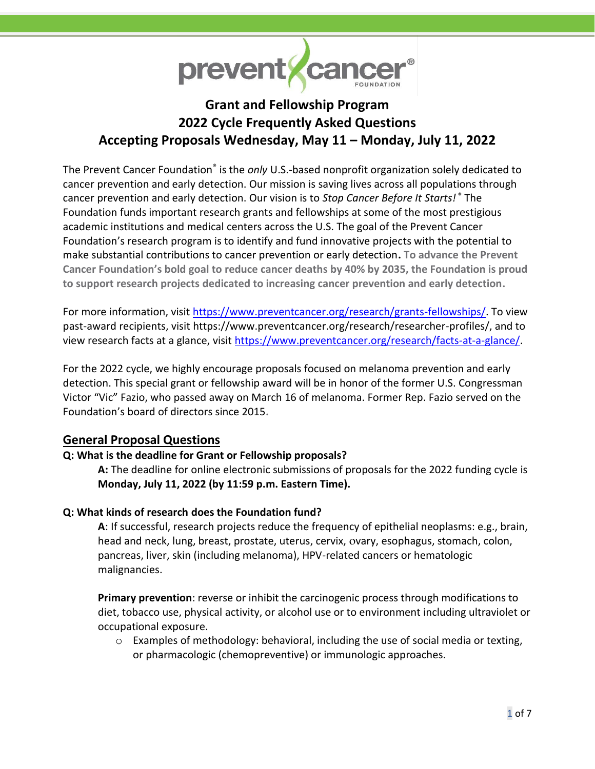# Grant and Fellowship Program
# 2022 Cycle Frequently Asked Questions
# Accepting Proposals Wednesday, May 11 – Monday, July 11, 2022

The Prevent Cancer Foundation® is the *only* U.S.-based nonprofit organization solely dedicated to cancer prevention and early detection. Our mission is saving lives across all populations through cancer prevention and early detection. Our vision is to *Stop Cancer Before It Starts!*® The Foundation funds important research grants and fellowships at some of the most prestigious academic institutions and medical centers across the U.S. The goal of the Prevent Cancer Foundation's research program is to identify and fund innovative projects with the potential to make substantial contributions to cancer prevention or early detection. **To advance the Prevent Cancer Foundation's bold goal to reduce cancer deaths by 40% by 2035, the Foundation is proud to support research projects dedicated to increasing cancer prevention and early detection.**

For more information, visit https://www.preventcancer.org/research/grants-fellowships/. To view past-award recipients, visit https://www.preventcancer.org/research/researcher-profiles/, and to view research facts at a glance, visit https://www.preventcancer.org/research/facts-at-a-glance/.

For the 2022 cycle, we highly encourage proposals focused on melanoma prevention and early detection. This special grant or fellowship award will be in honor of the former U.S. Congressman Victor "Vic" Fazio, who passed away on March 16 of melanoma. Former Rep. Fazio served on the Foundation's board of directors since 2015.

## General Proposal Questions

**Q: What is the deadline for Grant or Fellowship proposals?**

**A:** The deadline for online electronic submissions of proposals for the 2022 funding cycle is **Monday, July 11, 2022 (by 11:59 p.m. Eastern Time).**

**Q: What kinds of research does the Foundation fund?**

**A**: If successful, research projects reduce the frequency of epithelial neoplasms: e.g., brain, head and neck, lung, breast, prostate, uterus, cervix, ovary, esophagus, stomach, colon, pancreas, liver, skin (including melanoma), HPV-related cancers or hematologic malignancies.

**Primary prevention**: reverse or inhibit the carcinogenic process through modifications to diet, tobacco use, physical activity, or alcohol use or to environment including ultraviolet or occupational exposure.

- Examples of methodology: behavioral, including the use of social media or texting, or pharmacologic (chemopreventive) or immunologic approaches.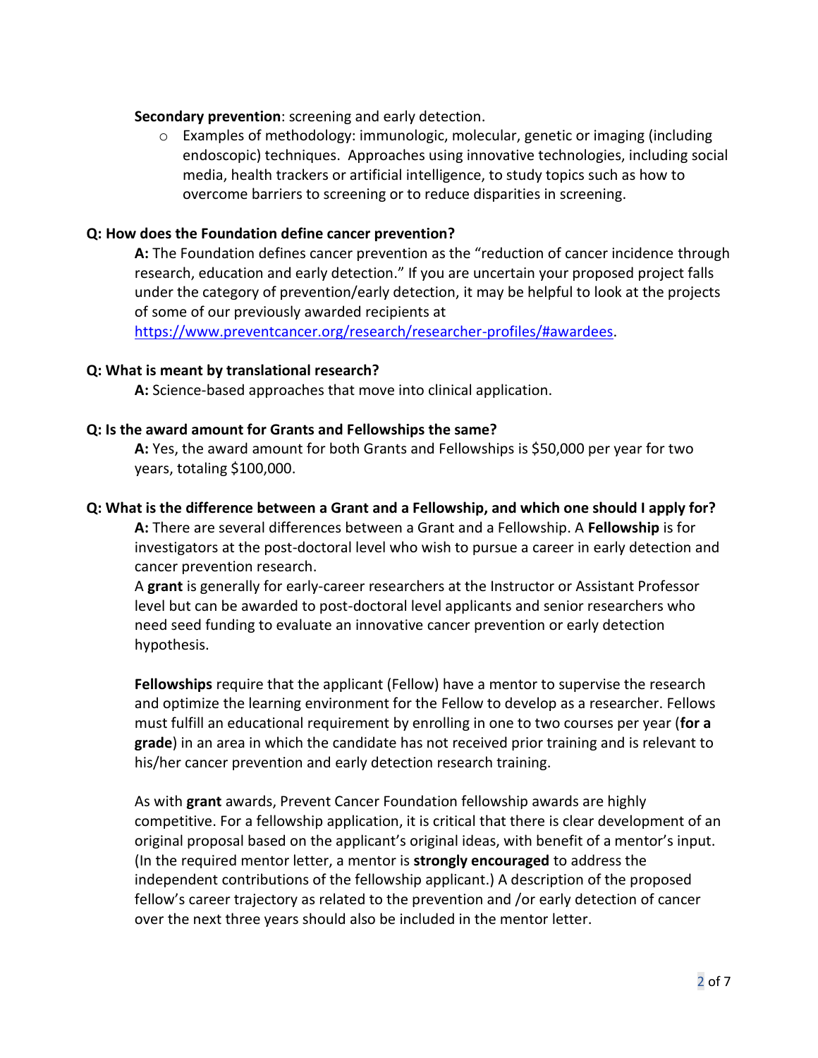**Secondary prevention**: screening and early detection.

- Examples of methodology: immunologic, molecular, genetic or imaging (including endoscopic) techniques. Approaches using innovative technologies, including social media, health trackers or artificial intelligence, to study topics such as how to overcome barriers to screening or to reduce disparities in screening.

**Q: How does the Foundation define cancer prevention?**

**A:** The Foundation defines cancer prevention as the "reduction of cancer incidence through research, education and early detection." If you are uncertain your proposed project falls under the category of prevention/early detection, it may be helpful to look at the projects of some of our previously awarded recipients at [https://www.preventcancer.org/research/researcher-profiles/#awardees](https://www.preventcancer.org/research/researcher-profiles/#awardees).

**Q: What is meant by translational research?**

**A:** Science-based approaches that move into clinical application.

**Q: Is the award amount for Grants and Fellowships the same?**

**A:** Yes, the award amount for both Grants and Fellowships is $50,000 per year for two years, totaling $100,000.

**Q: What is the difference between a Grant and a Fellowship, and which one should I apply for?**

**A:** There are several differences between a Grant and a Fellowship. A **Fellowship** is for investigators at the post-doctoral level who wish to pursue a career in early detection and cancer prevention research.

A **grant** is generally for early-career researchers at the Instructor or Assistant Professor level but can be awarded to post-doctoral level applicants and senior researchers who need seed funding to evaluate an innovative cancer prevention or early detection hypothesis.

**Fellowships** require that the applicant (Fellow) have a mentor to supervise the research and optimize the learning environment for the Fellow to develop as a researcher. Fellows must fulfill an educational requirement by enrolling in one to two courses per year (**for a grade**) in an area in which the candidate has not received prior training and is relevant to his/her cancer prevention and early detection research training.

As with **grant** awards, Prevent Cancer Foundation fellowship awards are highly competitive. For a fellowship application, it is critical that there is clear development of an original proposal based on the applicant's original ideas, with benefit of a mentor's input. (In the required mentor letter, a mentor is **strongly encouraged** to address the independent contributions of the fellowship applicant.) A description of the proposed fellow's career trajectory as related to the prevention and /or early detection of cancer over the next three years should also be included in the mentor letter.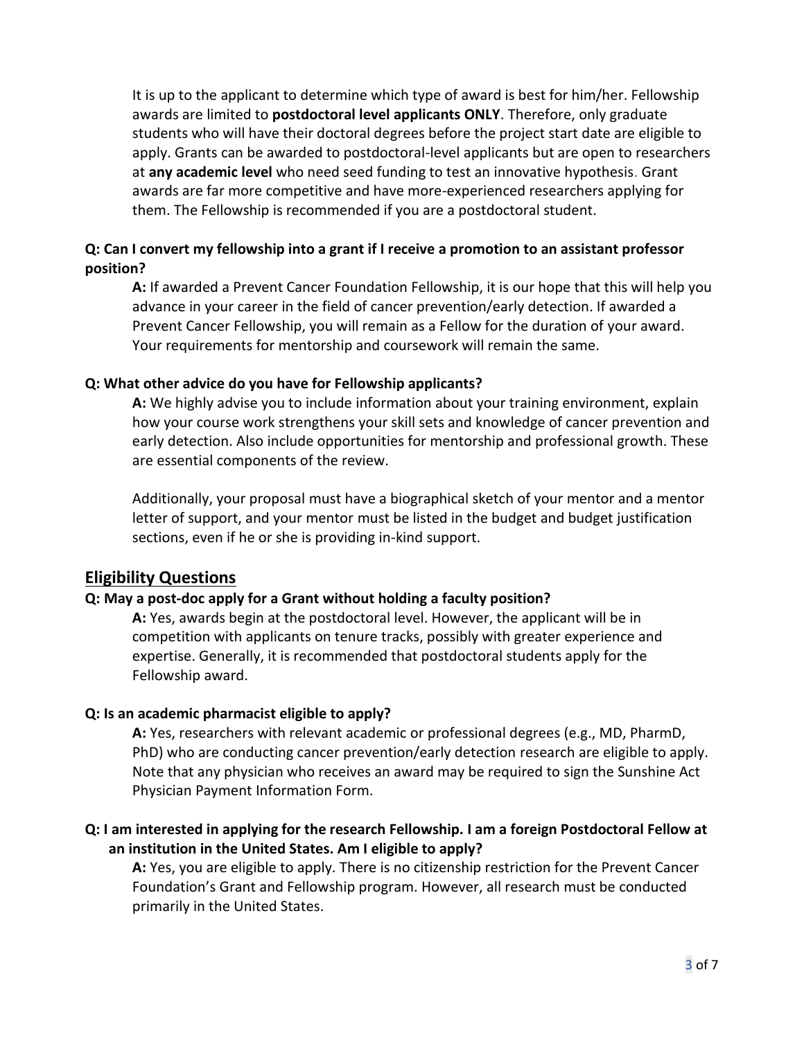It is up to the applicant to determine which type of award is best for him/her. Fellowship awards are limited to **postdoctoral level applicants ONLY**. Therefore, only graduate students who will have their doctoral degrees before the project start date are eligible to apply. Grants can be awarded to postdoctoral-level applicants but are open to researchers at **any academic level** who need seed funding to test an innovative hypothesis. Grant awards are far more competitive and have more-experienced researchers applying for them. The Fellowship is recommended if you are a postdoctoral student.

**Q: Can I convert my fellowship into a grant if I receive a promotion to an assistant professor position?**

**A:** If awarded a Prevent Cancer Foundation Fellowship, it is our hope that this will help you advance in your career in the field of cancer prevention/early detection. If awarded a Prevent Cancer Fellowship, you will remain as a Fellow for the duration of your award. Your requirements for mentorship and coursework will remain the same.

**Q: What other advice do you have for Fellowship applicants?**

**A:** We highly advise you to include information about your training environment, explain how your course work strengthens your skill sets and knowledge of cancer prevention and early detection. Also include opportunities for mentorship and professional growth. These are essential components of the review.

Additionally, your proposal must have a biographical sketch of your mentor and a mentor letter of support, and your mentor must be listed in the budget and budget justification sections, even if he or she is providing in-kind support.

## Eligibility Questions

**Q: May a post-doc apply for a Grant without holding a faculty position?**

**A:** Yes, awards begin at the postdoctoral level. However, the applicant will be in competition with applicants on tenure tracks, possibly with greater experience and expertise. Generally, it is recommended that postdoctoral students apply for the Fellowship award.

**Q: Is an academic pharmacist eligible to apply?**

**A:** Yes, researchers with relevant academic or professional degrees (e.g., MD, PharmD, PhD) who are conducting cancer prevention/early detection research are eligible to apply. Note that any physician who receives an award may be required to sign the Sunshine Act Physician Payment Information Form.

**Q: I am interested in applying for the research Fellowship. I am a foreign Postdoctoral Fellow at an institution in the United States. Am I eligible to apply?**

**A:** Yes, you are eligible to apply. There is no citizenship restriction for the Prevent Cancer Foundation's Grant and Fellowship program. However, all research must be conducted primarily in the United States.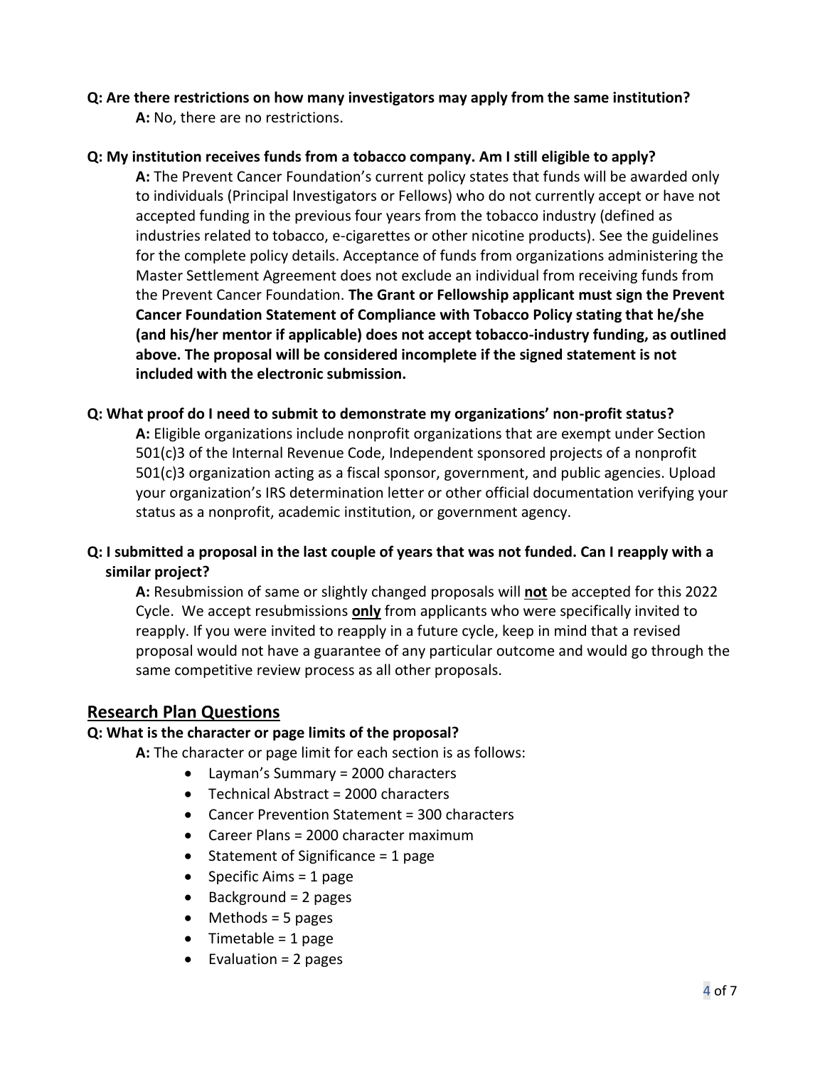**Q: Are there restrictions on how many investigators may apply from the same institution?**

**A:** No, there are no restrictions.

**Q: My institution receives funds from a tobacco company. Am I still eligible to apply?**

**A:** The Prevent Cancer Foundation's current policy states that funds will be awarded only to individuals (Principal Investigators or Fellows) who do not currently accept or have not accepted funding in the previous four years from the tobacco industry (defined as industries related to tobacco, e-cigarettes or other nicotine products). See the guidelines for the complete policy details. Acceptance of funds from organizations administering the Master Settlement Agreement does not exclude an individual from receiving funds from the Prevent Cancer Foundation. **The Grant or Fellowship applicant must sign the Prevent Cancer Foundation Statement of Compliance with Tobacco Policy stating that he/she (and his/her mentor if applicable) does not accept tobacco-industry funding, as outlined above. The proposal will be considered incomplete if the signed statement is not included with the electronic submission.**

**Q: What proof do I need to submit to demonstrate my organizations' non-profit status?**

**A:** Eligible organizations include nonprofit organizations that are exempt under Section 501(c)3 of the Internal Revenue Code, Independent sponsored projects of a nonprofit 501(c)3 organization acting as a fiscal sponsor, government, and public agencies. Upload your organization's IRS determination letter or other official documentation verifying your status as a nonprofit, academic institution, or government agency.

**Q: I submitted a proposal in the last couple of years that was not funded. Can I reapply with a similar project?**

**A:** Resubmission of same or slightly changed proposals will **not** be accepted for this 2022 Cycle. We accept resubmissions **only** from applicants who were specifically invited to reapply. If you were invited to reapply in a future cycle, keep in mind that a revised proposal would not have a guarantee of any particular outcome and would go through the same competitive review process as all other proposals.

## Research Plan Questions

**Q: What is the character or page limits of the proposal?**

**A:** The character or page limit for each section is as follows:

- Layman's Summary = 2000 characters
- Technical Abstract = 2000 characters
- Cancer Prevention Statement = 300 characters
- Career Plans = 2000 character maximum
- Statement of Significance = 1 page
- Specific Aims = 1 page
- Background = 2 pages
- Methods = 5 pages
- Timetable = 1 page
- Evaluation = 2 pages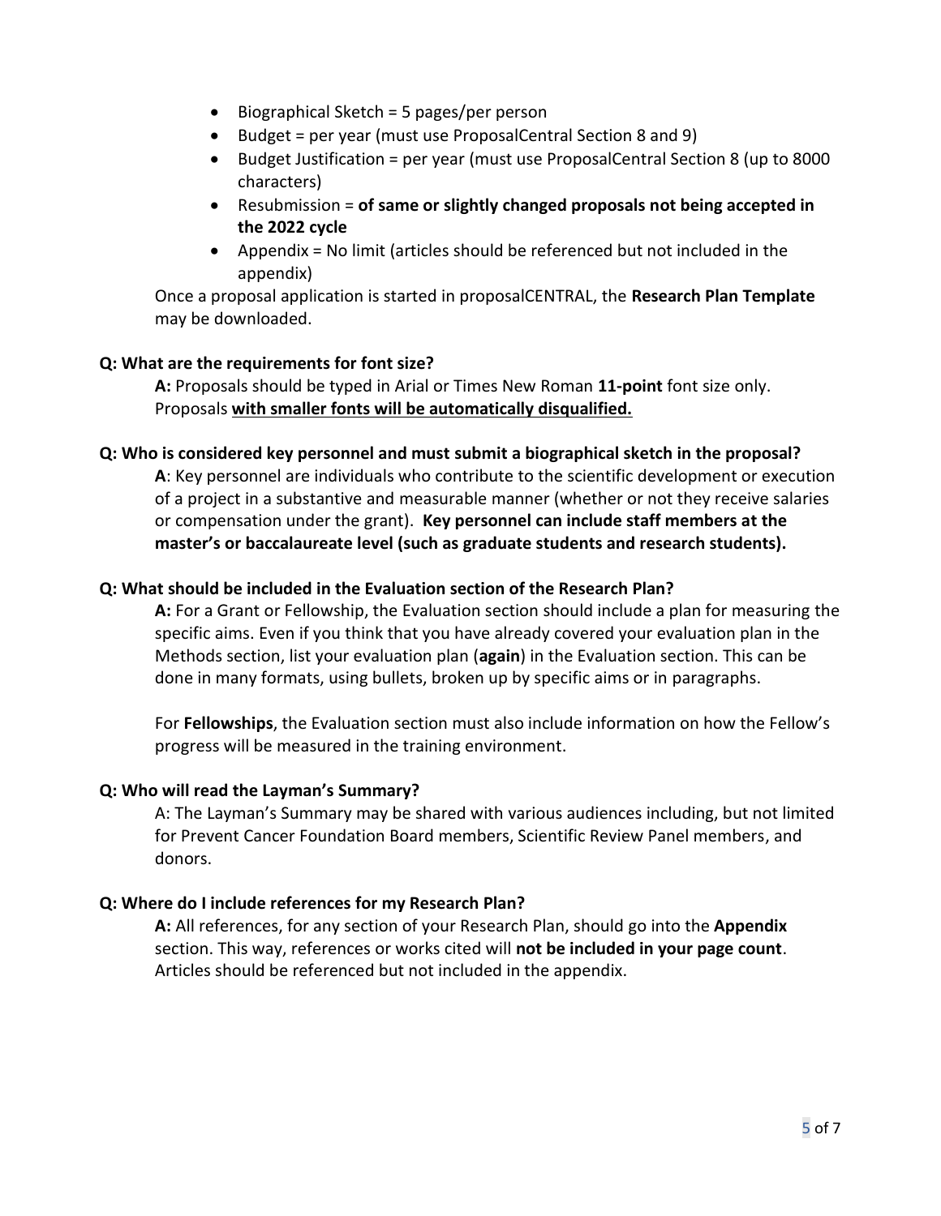- Biographical Sketch = 5 pages/per person
- Budget = per year (must use ProposalCentral Section 8 and 9)
- Budget Justification = per year (must use ProposalCentral Section 8 (up to 8000 characters)
- Resubmission = **of same or slightly changed proposals not being accepted in the 2022 cycle**
- Appendix = No limit (articles should be referenced but not included in the appendix)

Once a proposal application is started in proposalCENTRAL, the **Research Plan Template** may be downloaded.

**Q: What are the requirements for font size?**

**A:** Proposals should be typed in Arial or Times New Roman **11-point** font size only. Proposals **with smaller fonts will be automatically disqualified.**

**Q: Who is considered key personnel and must submit a biographical sketch in the proposal?**

**A**: Key personnel are individuals who contribute to the scientific development or execution of a project in a substantive and measurable manner (whether or not they receive salaries or compensation under the grant). **Key personnel can include staff members at the master's or baccalaureate level (such as graduate students and research students).**

**Q: What should be included in the Evaluation section of the Research Plan?**

**A:** For a Grant or Fellowship, the Evaluation section should include a plan for measuring the specific aims. Even if you think that you have already covered your evaluation plan in the Methods section, list your evaluation plan (**again**) in the Evaluation section. This can be done in many formats, using bullets, broken up by specific aims or in paragraphs.

For **Fellowships**, the Evaluation section must also include information on how the Fellow's progress will be measured in the training environment.

**Q: Who will read the Layman's Summary?**

A: The Layman's Summary may be shared with various audiences including, but not limited for Prevent Cancer Foundation Board members, Scientific Review Panel members, and donors.

**Q: Where do I include references for my Research Plan?**

**A:** All references, for any section of your Research Plan, should go into the **Appendix** section. This way, references or works cited will **not be included in your page count**. Articles should be referenced but not included in the appendix.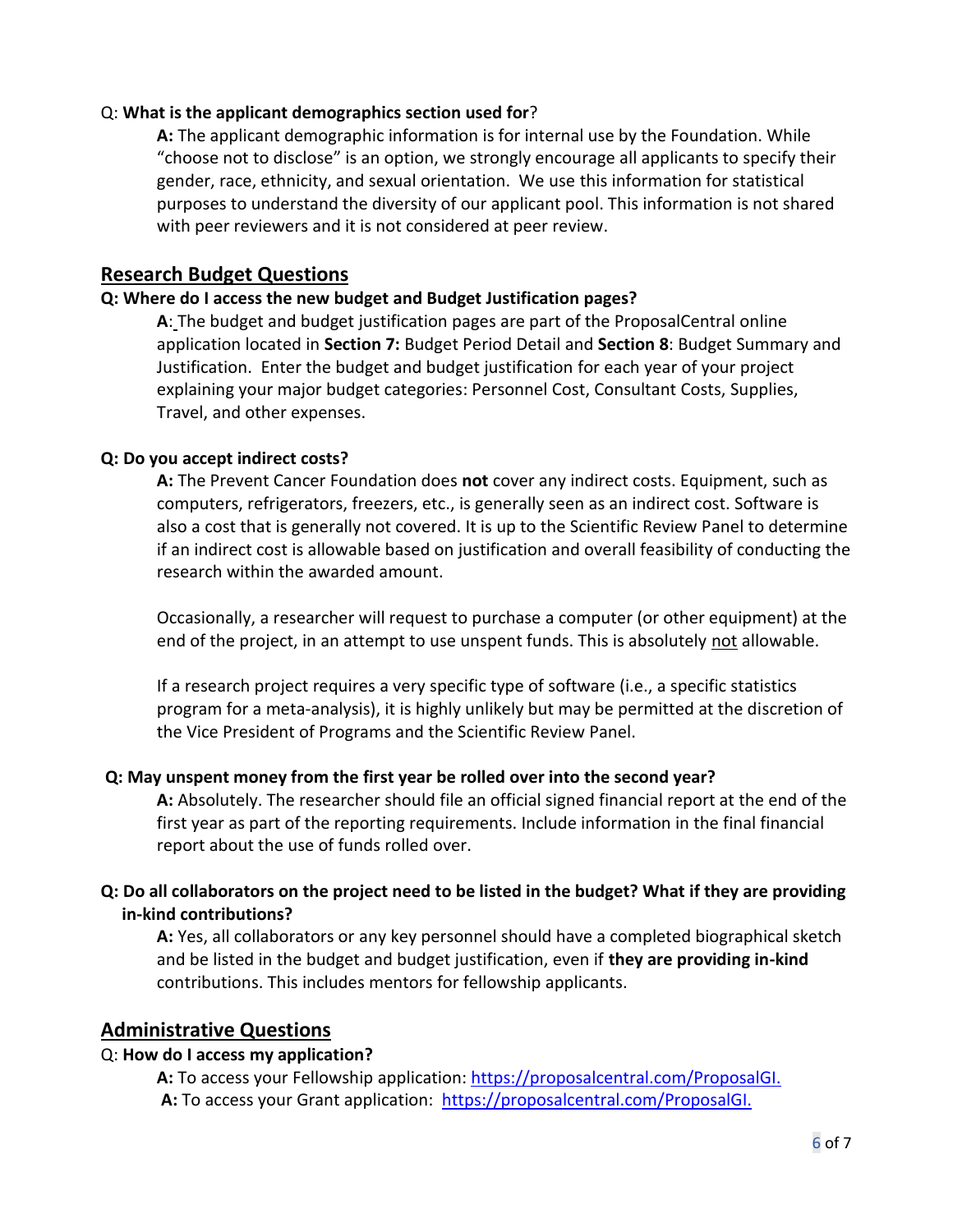Q: **What is the applicant demographics section used for**?

**A:** The applicant demographic information is for internal use by the Foundation. While "choose not to disclose" is an option, we strongly encourage all applicants to specify their gender, race, ethnicity, and sexual orientation. We use this information for statistical purposes to understand the diversity of our applicant pool. This information is not shared with peer reviewers and it is not considered at peer review.

## Research Budget Questions

**Q: Where do I access the new budget and Budget Justification pages?**

**A**: The budget and budget justification pages are part of the ProposalCentral online application located in **Section 7:** Budget Period Detail and **Section 8**: Budget Summary and Justification. Enter the budget and budget justification for each year of your project explaining your major budget categories: Personnel Cost, Consultant Costs, Supplies, Travel, and other expenses.

**Q: Do you accept indirect costs?**

**A:** The Prevent Cancer Foundation does **not** cover any indirect costs. Equipment, such as computers, refrigerators, freezers, etc., is generally seen as an indirect cost. Software is also a cost that is generally not covered. It is up to the Scientific Review Panel to determine if an indirect cost is allowable based on justification and overall feasibility of conducting the research within the awarded amount.

Occasionally, a researcher will request to purchase a computer (or other equipment) at the end of the project, in an attempt to use unspent funds. This is absolutely not allowable.

If a research project requires a very specific type of software (i.e., a specific statistics program for a meta-analysis), it is highly unlikely but may be permitted at the discretion of the Vice President of Programs and the Scientific Review Panel.

**Q: May unspent money from the first year be rolled over into the second year?**

**A:** Absolutely. The researcher should file an official signed financial report at the end of the first year as part of the reporting requirements. Include information in the final financial report about the use of funds rolled over.

**Q: Do all collaborators on the project need to be listed in the budget? What if they are providing in-kind contributions?**

**A:** Yes, all collaborators or any key personnel should have a completed biographical sketch and be listed in the budget and budget justification, even if **they are providing in-kind** contributions. This includes mentors for fellowship applicants.

## Administrative Questions

Q: **How do I access my application?**

**A:** To access your Fellowship application: https://proposalcentral.com/ProposalGI.

**A:** To access your Grant application: https://proposalcentral.com/ProposalGI.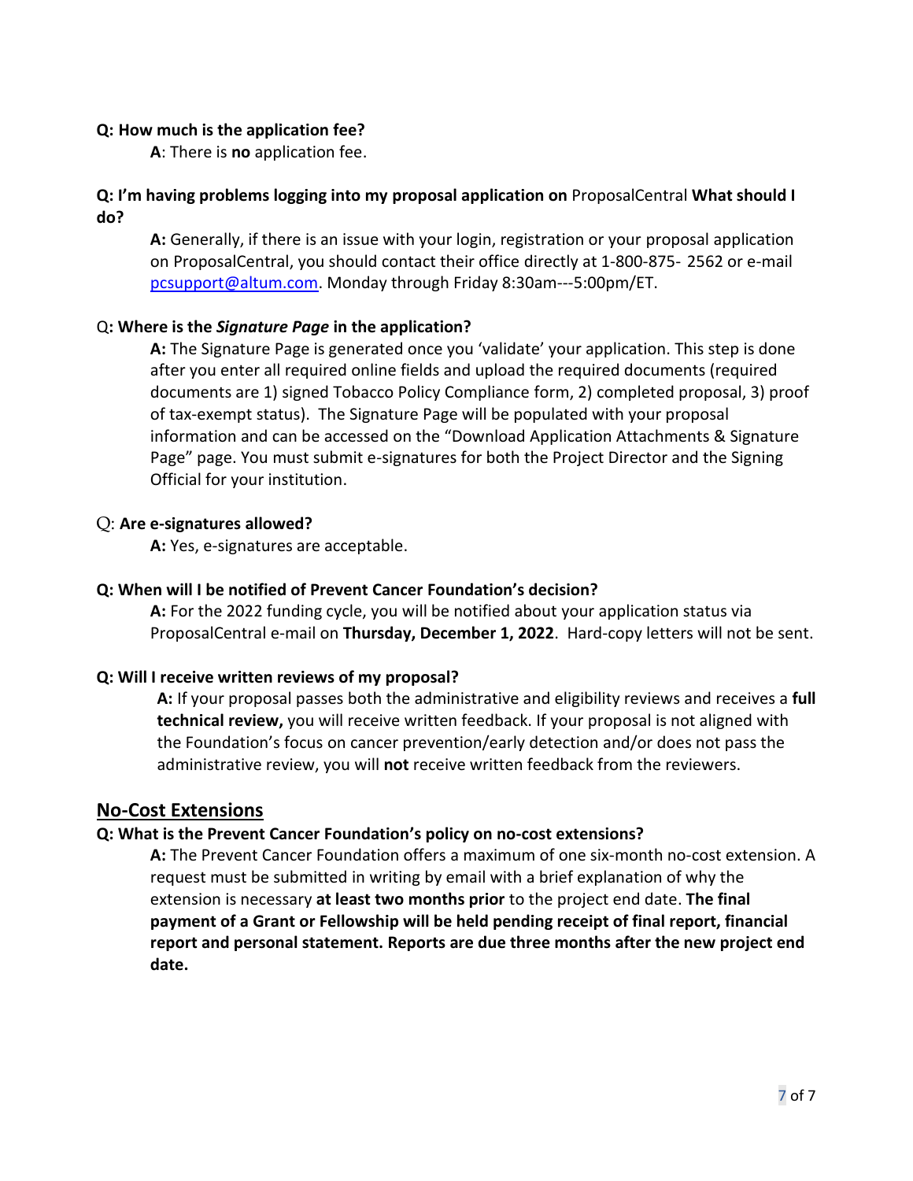**Q: How much is the application fee?**

**A**: There is **no** application fee.

**Q: I'm having problems logging into my proposal application on** ProposalCentral **What should I do?**

**A:** Generally, if there is an issue with your login, registration or your proposal application on ProposalCentral, you should contact their office directly at 1-800-875- 2562 or e-mail [pcsupport@altum.com](mailto:pcsupport@altum.com). Monday through Friday 8:30am---5:00pm/ET.

Q**: Where is the *Signature Page* in the application?**

**A:** The Signature Page is generated once you 'validate' your application. This step is done after you enter all required online fields and upload the required documents (required documents are 1) signed Tobacco Policy Compliance form, 2) completed proposal, 3) proof of tax-exempt status). The Signature Page will be populated with your proposal information and can be accessed on the "Download Application Attachments & Signature Page" page. You must submit e-signatures for both the Project Director and the Signing Official for your institution.

Q: **Are e-signatures allowed?**

**A:** Yes, e-signatures are acceptable.

**Q: When will I be notified of Prevent Cancer Foundation's decision?**

**A:** For the 2022 funding cycle, you will be notified about your application status via ProposalCentral e-mail on **Thursday, December 1, 2022**. Hard-copy letters will not be sent.

**Q: Will I receive written reviews of my proposal?**

**A:** If your proposal passes both the administrative and eligibility reviews and receives a **full technical review,** you will receive written feedback. If your proposal is not aligned with the Foundation's focus on cancer prevention/early detection and/or does not pass the administrative review, you will **not** receive written feedback from the reviewers.

## No-Cost Extensions

**Q: What is the Prevent Cancer Foundation's policy on no-cost extensions?**

**A:** The Prevent Cancer Foundation offers a maximum of one six-month no-cost extension. A request must be submitted in writing by email with a brief explanation of why the extension is necessary **at least two months prior** to the project end date. **The final payment of a Grant or Fellowship will be held pending receipt of final report, financial report and personal statement. Reports are due three months after the new project end date.**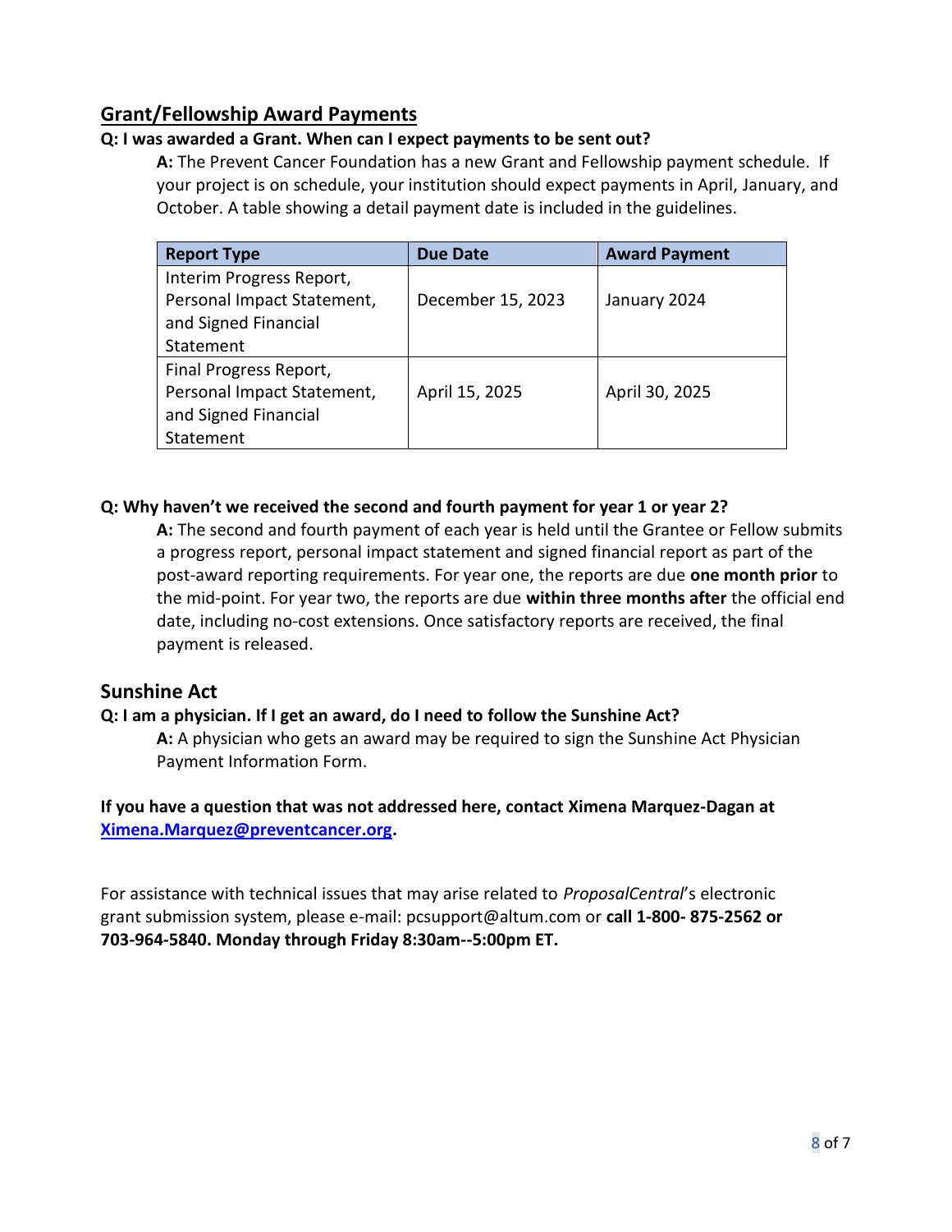## Grant/Fellowship Award Payments

**Q: I was awarded a Grant. When can I expect payments to be sent out?**

**A:** The Prevent Cancer Foundation has a new Grant and Fellowship payment schedule. If your project is on schedule, your institution should expect payments in April, January, and October. A table showing a detail payment date is included in the guidelines.

| Report Type | Due Date | Award Payment |
|---|---|---|
| Interim Progress Report, Personal Impact Statement, and Signed Financial Statement | December 15, 2023 | January 2024 |
| Final Progress Report, Personal Impact Statement, and Signed Financial Statement | April 15, 2025 | April 30, 2025 |

**Q: Why haven't we received the second and fourth payment for year 1 or year 2?**

**A:** The second and fourth payment of each year is held until the Grantee or Fellow submits a progress report, personal impact statement and signed financial report as part of the post-award reporting requirements. For year one, the reports are due **one month prior** to the mid-point. For year two, the reports are due **within three months after** the official end date, including no-cost extensions. Once satisfactory reports are received, the final payment is released.

## Sunshine Act

**Q: I am a physician. If I get an award, do I need to follow the Sunshine Act?**

**A:** A physician who gets an award may be required to sign the Sunshine Act Physician Payment Information Form.

**If you have a question that was not addressed here, contact Ximena Marquez-Dagan at [Ximena.Marquez@preventcancer.org](mailto:Ximena.Marquez@preventcancer.org).**

For assistance with technical issues that may arise related to *ProposalCentral*'s electronic grant submission system, please e-mail: pcsupport@altum.com or **call 1-800- 875-2562 or 703-964-5840. Monday through Friday 8:30am--5:00pm ET.**